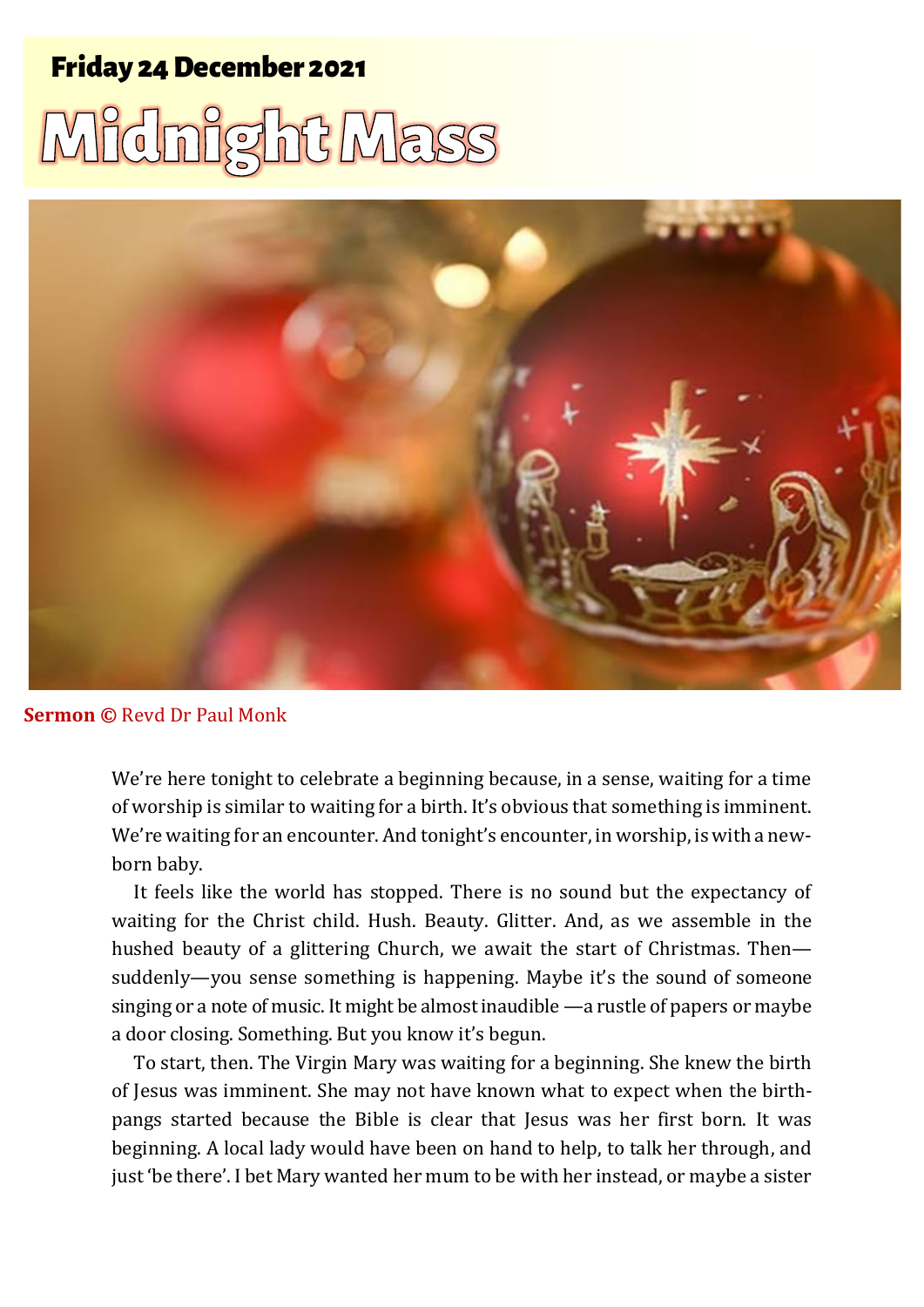## Friday 24 December 2021

# Midnight Mass

**Sermon ©** Revd Dr Paul Monk

We're here tonight to celebrate a beginning because, in a sense, waiting for a time of worship is similar to waiting for a birth. It's obvious that something is imminent. We're waiting for an encounter. And tonight's encounter, in worship, is with a new-born baby.

It feels like the world has stopped. There is no sound but the expectancy of waiting for the Christ child. Hush. Beauty. Glitter. And, as we assemble in the hushed beauty of a glittering Church, we await the start of Christmas. Then—suddenly—you sense something is happening. Maybe it's the sound of someone singing or a note of music. It might be almost inaudible —a rustle of papers or maybe a door closing. Something. But you know it's begun.

To start, then. The Virgin Mary was waiting for a beginning. She knew the birth of Jesus was imminent. She may not have known what to expect when the birth-pangs started because the Bible is clear that Jesus was her first born. It was beginning. A local lady would have been on hand to help, to talk her through, and just 'be there'. I bet Mary wanted her mum to be with her instead, or maybe a sister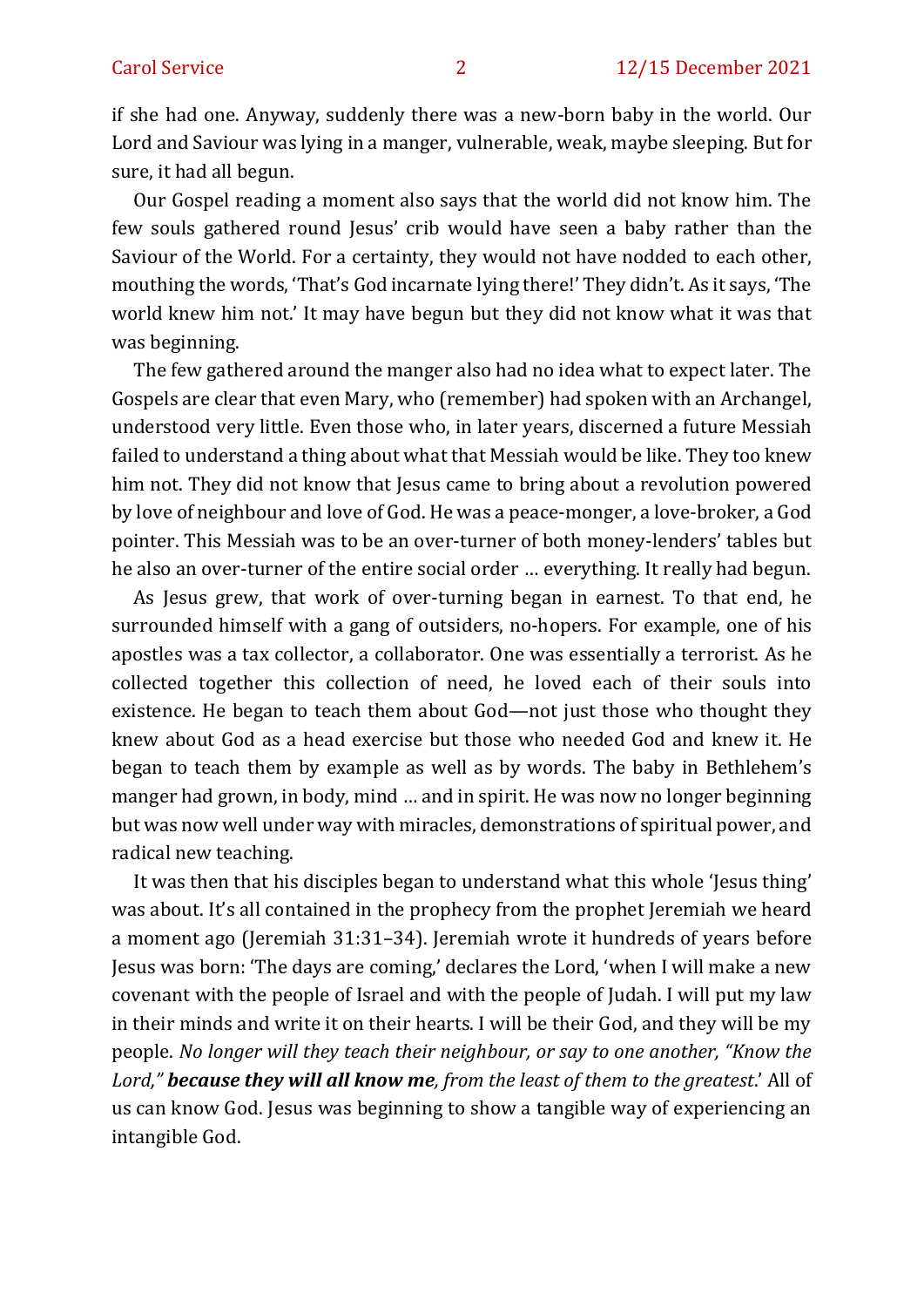if she had one. Anyway, suddenly there was a new-born baby in the world. Our Lord and Saviour was lying in a manger, vulnerable, weak, maybe sleeping. But for sure, it had all begun.

Our Gospel reading a moment also says that the world did not know him. The few souls gathered round Jesus' crib would have seen a baby rather than the Saviour of the World. For a certainty, they would not have nodded to each other, mouthing the words, 'That's God incarnate lying there!' They didn't. As it says, 'The world knew him not.' It may have begun but they did not know what it was that was beginning.

The few gathered around the manger also had no idea what to expect later. The Gospels are clear that even Mary, who (remember) had spoken with an Archangel, understood very little. Even those who, in later years, discerned a future Messiah failed to understand a thing about what that Messiah would be like. They too knew him not. They did not know that Jesus came to bring about a revolution powered by love of neighbour and love of God. He was a peace-monger, a love-broker, a God pointer. This Messiah was to be an over-turner of both money-lenders' tables but he also an over-turner of the entire social order … everything. It really had begun.

As Jesus grew, that work of over-turning began in earnest. To that end, he surrounded himself with a gang of outsiders, no-hopers. For example, one of his apostles was a tax collector, a collaborator. One was essentially a terrorist. As he collected together this collection of need, he loved each of their souls into existence. He began to teach them about God—not just those who thought they knew about God as a head exercise but those who needed God and knew it. He began to teach them by example as well as by words. The baby in Bethlehem's manger had grown, in body, mind … and in spirit. He was now no longer beginning but was now well under way with miracles, demonstrations of spiritual power, and radical new teaching.

It was then that his disciples began to understand what this whole 'Jesus thing' was about. It's all contained in the prophecy from the prophet Jeremiah we heard a moment ago (Jeremiah 31:31–34). Jeremiah wrote it hundreds of years before Jesus was born: 'The days are coming,' declares the Lord, 'when I will make a new covenant with the people of Israel and with the people of Judah. I will put my law in their minds and write it on their hearts. I will be their God, and they will be my people. *No longer will they teach their neighbour, or say to one another, "Know the Lord,"* ***because they will all know me****, from the least of them to the greatest*.' All of us can know God. Jesus was beginning to show a tangible way of experiencing an intangible God.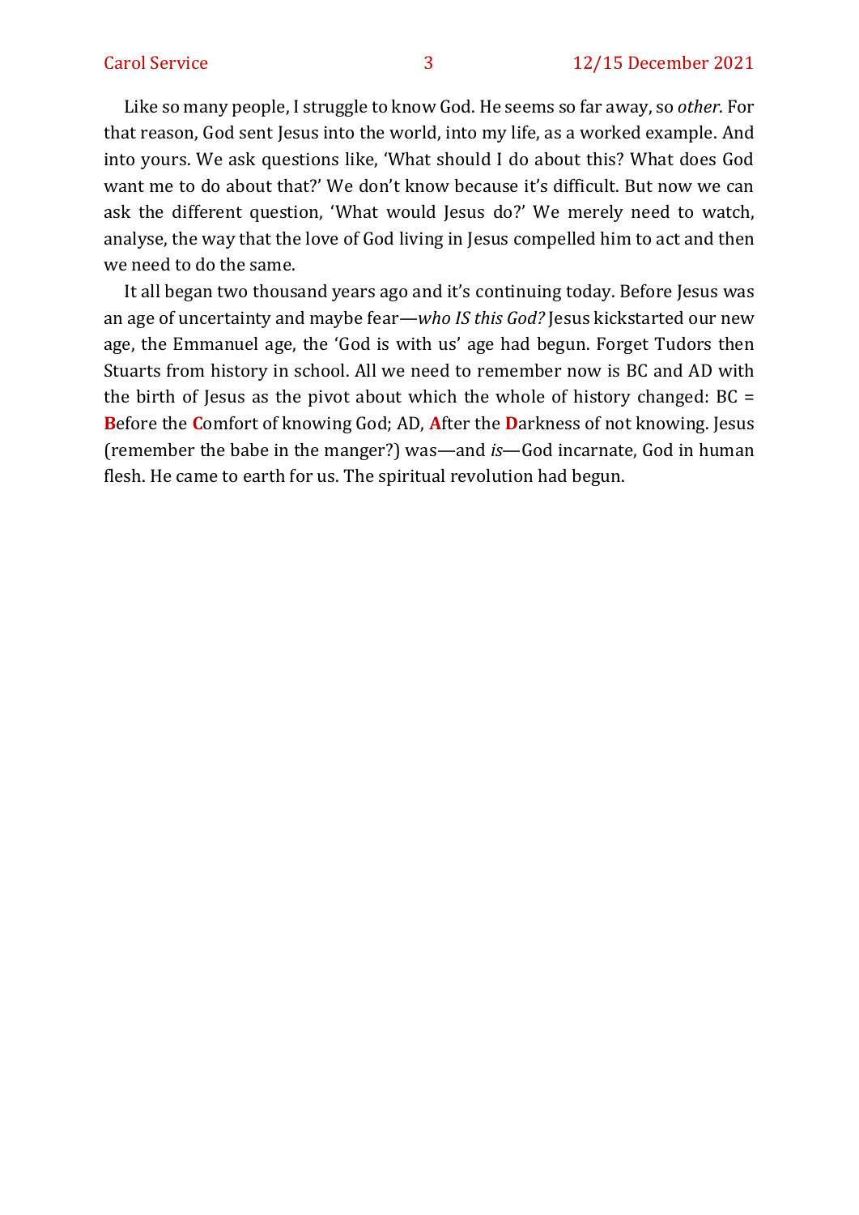Like so many people, I struggle to know God. He seems so far away, so *other*. For that reason, God sent Jesus into the world, into my life, as a worked example. And into yours. We ask questions like, 'What should I do about this? What does God want me to do about that?' We don't know because it's difficult. But now we can ask the different question, 'What would Jesus do?' We merely need to watch, analyse, the way that the love of God living in Jesus compelled him to act and then we need to do the same.

It all began two thousand years ago and it's continuing today. Before Jesus was an age of uncertainty and maybe fear—*who IS this God?* Jesus kickstarted our new age, the Emmanuel age, the 'God is with us' age had begun. Forget Tudors then Stuarts from history in school. All we need to remember now is BC and AD with the birth of Jesus as the pivot about which the whole of history changed: BC = **B**efore the **C**omfort of knowing God; AD, **A**fter the **D**arkness of not knowing. Jesus (remember the babe in the manger?) was—and *is*—God incarnate, God in human flesh. He came to earth for us. The spiritual revolution had begun.